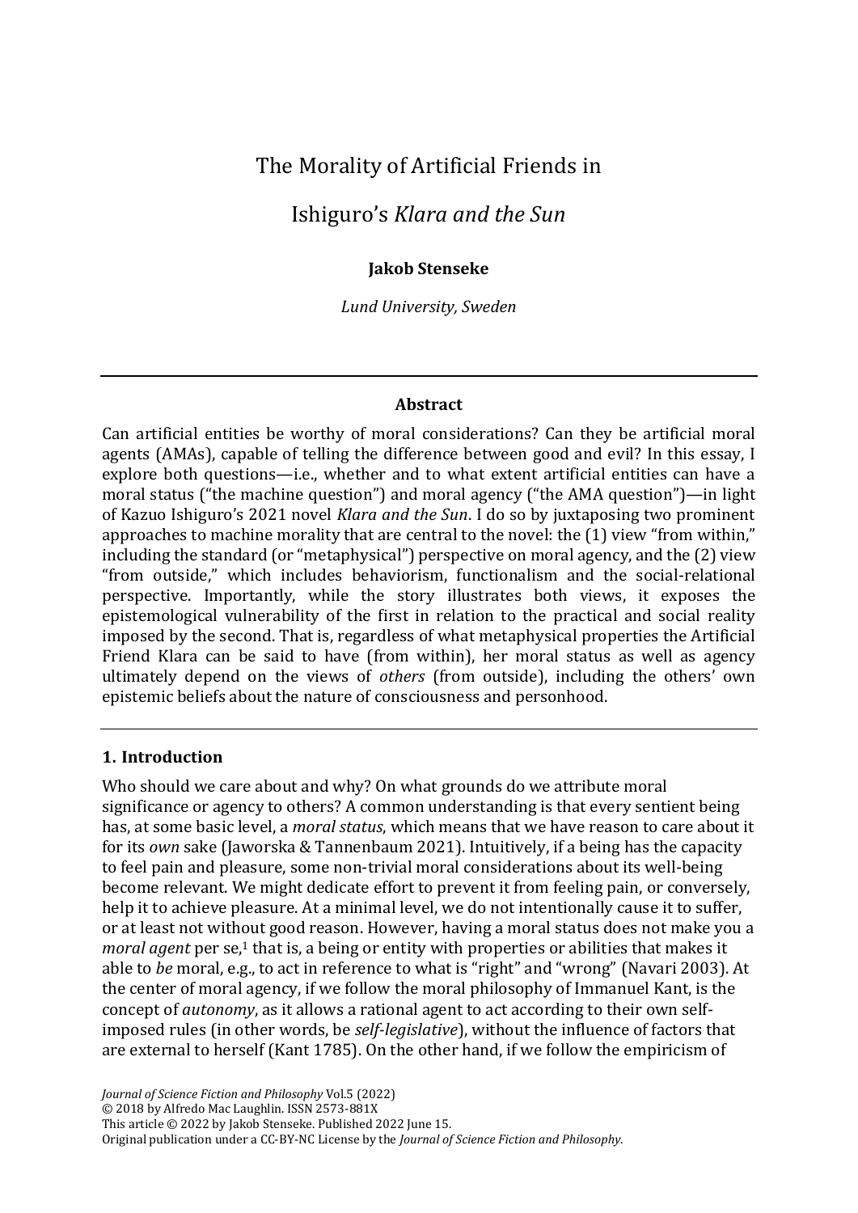# The Morality of Artificial Friends in Ishiguro's *Klara and the Sun*

**Jakob Stenseke**

*Lund University, Sweden*

---

### Abstract

Can artificial entities be worthy of moral considerations? Can they be artificial moral agents (AMAs), capable of telling the difference between good and evil? In this essay, I explore both questions—i.e., whether and to what extent artificial entities can have a moral status ("the machine question") and moral agency ("the AMA question")—in light of Kazuo Ishiguro's 2021 novel *Klara and the Sun*. I do so by juxtaposing two prominent approaches to machine morality that are central to the novel: the (1) view "from within," including the standard (or "metaphysical") perspective on moral agency, and the (2) view "from outside," which includes behaviorism, functionalism and the social-relational perspective. Importantly, while the story illustrates both views, it exposes the epistemological vulnerability of the first in relation to the practical and social reality imposed by the second. That is, regardless of what metaphysical properties the Artificial Friend Klara can be said to have (from within), her moral status as well as agency ultimately depend on the views of *others* (from outside), including the others' own epistemic beliefs about the nature of consciousness and personhood.

---

### 1. Introduction

Who should we care about and why? On what grounds do we attribute moral significance or agency to others? A common understanding is that every sentient being has, at some basic level, a *moral status*, which means that we have reason to care about it for its *own* sake (Jaworska & Tannenbaum 2021). Intuitively, if a being has the capacity to feel pain and pleasure, some non-trivial moral considerations about its well-being become relevant. We might dedicate effort to prevent it from feeling pain, or conversely, help it to achieve pleasure. At a minimal level, we do not intentionally cause it to suffer, or at least not without good reason. However, having a moral status does not make you a *moral agent* per se,[1] that is, a being or entity with properties or abilities that makes it able to *be* moral, e.g., to act in reference to what is "right" and "wrong" (Navari 2003). At the center of moral agency, if we follow the moral philosophy of Immanuel Kant, is the concept of *autonomy*, as it allows a rational agent to act according to their own self-imposed rules (in other words, be *self-legislative*), without the influence of factors that are external to herself (Kant 1785). On the other hand, if we follow the empiricism of

*Journal of Science Fiction and Philosophy* Vol.5 (2022)
© 2018 by Alfredo Mac Laughlin. ISSN 2573-881X
This article © 2022 by Jakob Stenseke. Published 2022 June 15.
Original publication under a CC-BY-NC License by the *Journal of Science Fiction and Philosophy*.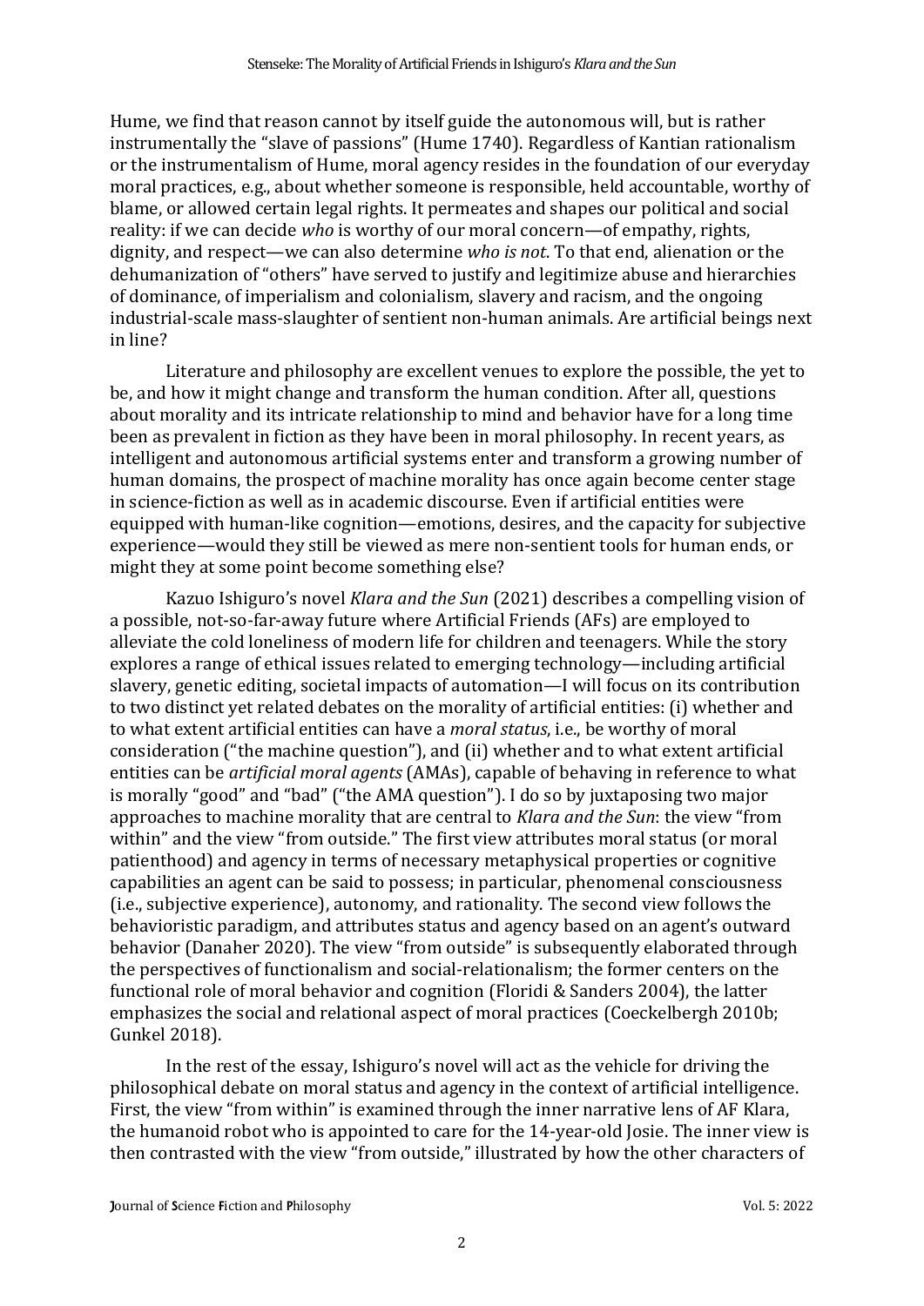Hume, we find that reason cannot by itself guide the autonomous will, but is rather instrumentally the "slave of passions" (Hume 1740). Regardless of Kantian rationalism or the instrumentalism of Hume, moral agency resides in the foundation of our everyday moral practices, e.g., about whether someone is responsible, held accountable, worthy of blame, or allowed certain legal rights. It permeates and shapes our political and social reality: if we can decide *who* is worthy of our moral concern—of empathy, rights, dignity, and respect—we can also determine *who is not*. To that end, alienation or the dehumanization of "others" have served to justify and legitimize abuse and hierarchies of dominance, of imperialism and colonialism, slavery and racism, and the ongoing industrial-scale mass-slaughter of sentient non-human animals. Are artificial beings next in line?

Literature and philosophy are excellent venues to explore the possible, the yet to be, and how it might change and transform the human condition. After all, questions about morality and its intricate relationship to mind and behavior have for a long time been as prevalent in fiction as they have been in moral philosophy. In recent years, as intelligent and autonomous artificial systems enter and transform a growing number of human domains, the prospect of machine morality has once again become center stage in science-fiction as well as in academic discourse. Even if artificial entities were equipped with human-like cognition—emotions, desires, and the capacity for subjective experience—would they still be viewed as mere non-sentient tools for human ends, or might they at some point become something else?

Kazuo Ishiguro's novel *Klara and the Sun* (2021) describes a compelling vision of a possible, not-so-far-away future where Artificial Friends (AFs) are employed to alleviate the cold loneliness of modern life for children and teenagers. While the story explores a range of ethical issues related to emerging technology—including artificial slavery, genetic editing, societal impacts of automation—I will focus on its contribution to two distinct yet related debates on the morality of artificial entities: (i) whether and to what extent artificial entities can have a *moral status*, i.e., be worthy of moral consideration ("the machine question"), and (ii) whether and to what extent artificial entities can be *artificial moral agents* (AMAs), capable of behaving in reference to what is morally "good" and "bad" ("the AMA question"). I do so by juxtaposing two major approaches to machine morality that are central to *Klara and the Sun*: the view "from within" and the view "from outside." The first view attributes moral status (or moral patienthood) and agency in terms of necessary metaphysical properties or cognitive capabilities an agent can be said to possess; in particular, phenomenal consciousness (i.e., subjective experience), autonomy, and rationality. The second view follows the behavioristic paradigm, and attributes status and agency based on an agent's outward behavior (Danaher 2020). The view "from outside" is subsequently elaborated through the perspectives of functionalism and social-relationalism; the former centers on the functional role of moral behavior and cognition (Floridi & Sanders 2004), the latter emphasizes the social and relational aspect of moral practices (Coeckelbergh 2010b; Gunkel 2018).

In the rest of the essay, Ishiguro's novel will act as the vehicle for driving the philosophical debate on moral status and agency in the context of artificial intelligence. First, the view "from within" is examined through the inner narrative lens of AF Klara, the humanoid robot who is appointed to care for the 14-year-old Josie. The inner view is then contrasted with the view "from outside," illustrated by how the other characters of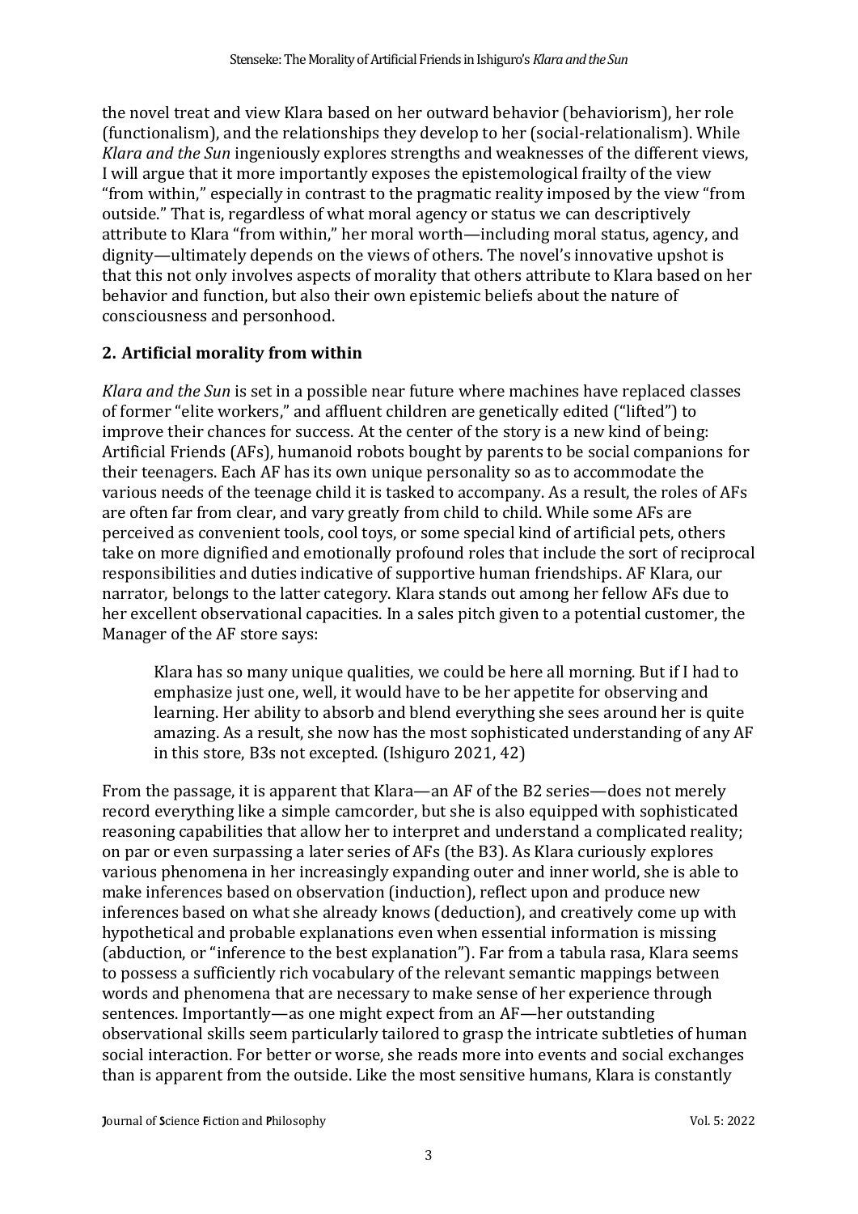the novel treat and view Klara based on her outward behavior (behaviorism), her role (functionalism), and the relationships they develop to her (social-relationalism). While *Klara and the Sun* ingeniously explores strengths and weaknesses of the different views, I will argue that it more importantly exposes the epistemological frailty of the view "from within," especially in contrast to the pragmatic reality imposed by the view "from outside." That is, regardless of what moral agency or status we can descriptively attribute to Klara "from within," her moral worth—including moral status, agency, and dignity—ultimately depends on the views of others. The novel's innovative upshot is that this not only involves aspects of morality that others attribute to Klara based on her behavior and function, but also their own epistemic beliefs about the nature of consciousness and personhood.

## 2. Artificial morality from within

*Klara and the Sun* is set in a possible near future where machines have replaced classes of former "elite workers," and affluent children are genetically edited ("lifted") to improve their chances for success. At the center of the story is a new kind of being: Artificial Friends (AFs), humanoid robots bought by parents to be social companions for their teenagers. Each AF has its own unique personality so as to accommodate the various needs of the teenage child it is tasked to accompany. As a result, the roles of AFs are often far from clear, and vary greatly from child to child. While some AFs are perceived as convenient tools, cool toys, or some special kind of artificial pets, others take on more dignified and emotionally profound roles that include the sort of reciprocal responsibilities and duties indicative of supportive human friendships. AF Klara, our narrator, belongs to the latter category. Klara stands out among her fellow AFs due to her excellent observational capacities. In a sales pitch given to a potential customer, the Manager of the AF store says:

> Klara has so many unique qualities, we could be here all morning. But if I had to emphasize just one, well, it would have to be her appetite for observing and learning. Her ability to absorb and blend everything she sees around her is quite amazing. As a result, she now has the most sophisticated understanding of any AF in this store, B3s not excepted. (Ishiguro 2021, 42)

From the passage, it is apparent that Klara—an AF of the B2 series—does not merely record everything like a simple camcorder, but she is also equipped with sophisticated reasoning capabilities that allow her to interpret and understand a complicated reality; on par or even surpassing a later series of AFs (the B3). As Klara curiously explores various phenomena in her increasingly expanding outer and inner world, she is able to make inferences based on observation (induction), reflect upon and produce new inferences based on what she already knows (deduction), and creatively come up with hypothetical and probable explanations even when essential information is missing (abduction, or "inference to the best explanation"). Far from a tabula rasa, Klara seems to possess a sufficiently rich vocabulary of the relevant semantic mappings between words and phenomena that are necessary to make sense of her experience through sentences. Importantly—as one might expect from an AF—her outstanding observational skills seem particularly tailored to grasp the intricate subtleties of human social interaction. For better or worse, she reads more into events and social exchanges than is apparent from the outside. Like the most sensitive humans, Klara is constantly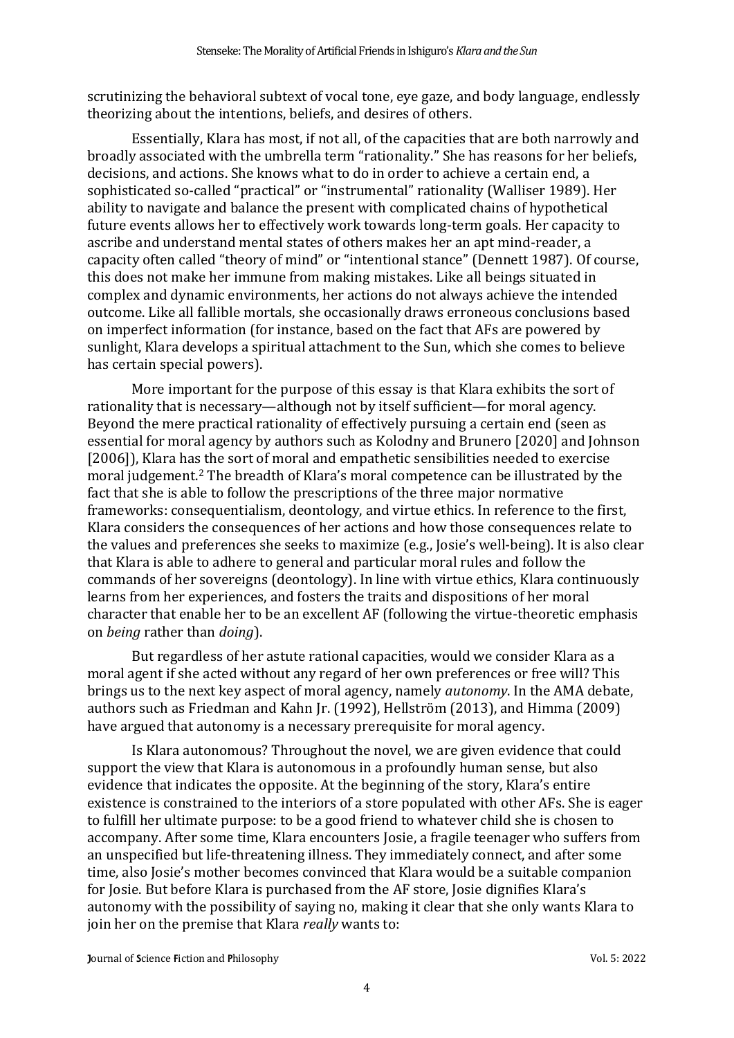scrutinizing the behavioral subtext of vocal tone, eye gaze, and body language, endlessly theorizing about the intentions, beliefs, and desires of others.

Essentially, Klara has most, if not all, of the capacities that are both narrowly and broadly associated with the umbrella term "rationality." She has reasons for her beliefs, decisions, and actions. She knows what to do in order to achieve a certain end, a sophisticated so-called "practical" or "instrumental" rationality (Walliser 1989). Her ability to navigate and balance the present with complicated chains of hypothetical future events allows her to effectively work towards long-term goals. Her capacity to ascribe and understand mental states of others makes her an apt mind-reader, a capacity often called "theory of mind" or "intentional stance" (Dennett 1987). Of course, this does not make her immune from making mistakes. Like all beings situated in complex and dynamic environments, her actions do not always achieve the intended outcome. Like all fallible mortals, she occasionally draws erroneous conclusions based on imperfect information (for instance, based on the fact that AFs are powered by sunlight, Klara develops a spiritual attachment to the Sun, which she comes to believe has certain special powers).

More important for the purpose of this essay is that Klara exhibits the sort of rationality that is necessary—although not by itself sufficient—for moral agency. Beyond the mere practical rationality of effectively pursuing a certain end (seen as essential for moral agency by authors such as Kolodny and Brunero [2020] and Johnson [2006]), Klara has the sort of moral and empathetic sensibilities needed to exercise moral judgement.[2] The breadth of Klara's moral competence can be illustrated by the fact that she is able to follow the prescriptions of the three major normative frameworks: consequentialism, deontology, and virtue ethics. In reference to the first, Klara considers the consequences of her actions and how those consequences relate to the values and preferences she seeks to maximize (e.g., Josie's well-being). It is also clear that Klara is able to adhere to general and particular moral rules and follow the commands of her sovereigns (deontology). In line with virtue ethics, Klara continuously learns from her experiences, and fosters the traits and dispositions of her moral character that enable her to be an excellent AF (following the virtue-theoretic emphasis on *being* rather than *doing*).

But regardless of her astute rational capacities, would we consider Klara as a moral agent if she acted without any regard of her own preferences or free will? This brings us to the next key aspect of moral agency, namely *autonomy*. In the AMA debate, authors such as Friedman and Kahn Jr. (1992), Hellström (2013), and Himma (2009) have argued that autonomy is a necessary prerequisite for moral agency.

Is Klara autonomous? Throughout the novel, we are given evidence that could support the view that Klara is autonomous in a profoundly human sense, but also evidence that indicates the opposite. At the beginning of the story, Klara's entire existence is constrained to the interiors of a store populated with other AFs. She is eager to fulfill her ultimate purpose: to be a good friend to whatever child she is chosen to accompany. After some time, Klara encounters Josie, a fragile teenager who suffers from an unspecified but life-threatening illness. They immediately connect, and after some time, also Josie's mother becomes convinced that Klara would be a suitable companion for Josie. But before Klara is purchased from the AF store, Josie dignifies Klara's autonomy with the possibility of saying no, making it clear that she only wants Klara to join her on the premise that Klara *really* wants to: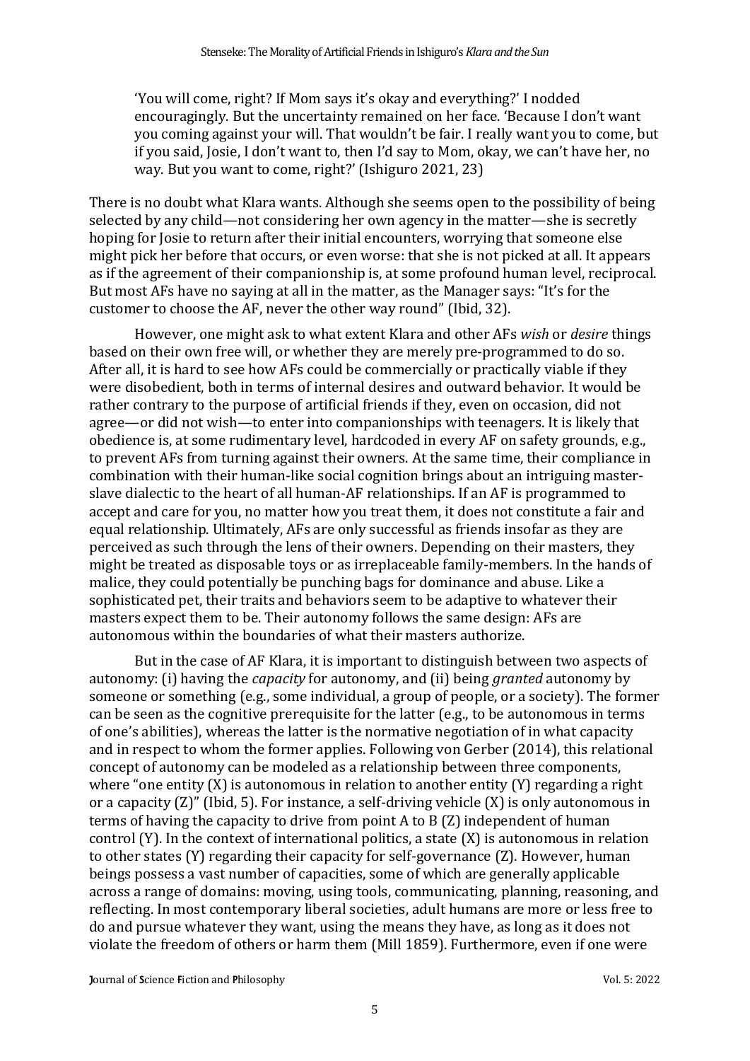> 'You will come, right? If Mom says it's okay and everything?' I nodded encouragingly. But the uncertainty remained on her face. 'Because I don't want you coming against your will. That wouldn't be fair. I really want you to come, but if you said, Josie, I don't want to, then I'd say to Mom, okay, we can't have her, no way. But you want to come, right?' (Ishiguro 2021, 23)

There is no doubt what Klara wants. Although she seems open to the possibility of being selected by any child—not considering her own agency in the matter—she is secretly hoping for Josie to return after their initial encounters, worrying that someone else might pick her before that occurs, or even worse: that she is not picked at all. It appears as if the agreement of their companionship is, at some profound human level, reciprocal. But most AFs have no saying at all in the matter, as the Manager says: "It's for the customer to choose the AF, never the other way round" (Ibid, 32).

However, one might ask to what extent Klara and other AFs *wish* or *desire* things based on their own free will, or whether they are merely pre-programmed to do so. After all, it is hard to see how AFs could be commercially or practically viable if they were disobedient, both in terms of internal desires and outward behavior. It would be rather contrary to the purpose of artificial friends if they, even on occasion, did not agree—or did not wish—to enter into companionships with teenagers. It is likely that obedience is, at some rudimentary level, hardcoded in every AF on safety grounds, e.g., to prevent AFs from turning against their owners. At the same time, their compliance in combination with their human-like social cognition brings about an intriguing master-slave dialectic to the heart of all human-AF relationships. If an AF is programmed to accept and care for you, no matter how you treat them, it does not constitute a fair and equal relationship. Ultimately, AFs are only successful as friends insofar as they are perceived as such through the lens of their owners. Depending on their masters, they might be treated as disposable toys or as irreplaceable family-members. In the hands of malice, they could potentially be punching bags for dominance and abuse. Like a sophisticated pet, their traits and behaviors seem to be adaptive to whatever their masters expect them to be. Their autonomy follows the same design: AFs are autonomous within the boundaries of what their masters authorize.

But in the case of AF Klara, it is important to distinguish between two aspects of autonomy: (i) having the *capacity* for autonomy, and (ii) being *granted* autonomy by someone or something (e.g., some individual, a group of people, or a society). The former can be seen as the cognitive prerequisite for the latter (e.g., to be autonomous in terms of one's abilities), whereas the latter is the normative negotiation of in what capacity and in respect to whom the former applies. Following von Gerber (2014), this relational concept of autonomy can be modeled as a relationship between three components, where "one entity (X) is autonomous in relation to another entity (Y) regarding a right or a capacity (Z)" (Ibid, 5). For instance, a self-driving vehicle (X) is only autonomous in terms of having the capacity to drive from point A to B (Z) independent of human control (Y). In the context of international politics, a state (X) is autonomous in relation to other states (Y) regarding their capacity for self-governance (Z). However, human beings possess a vast number of capacities, some of which are generally applicable across a range of domains: moving, using tools, communicating, planning, reasoning, and reflecting. In most contemporary liberal societies, adult humans are more or less free to do and pursue whatever they want, using the means they have, as long as it does not violate the freedom of others or harm them (Mill 1859). Furthermore, even if one were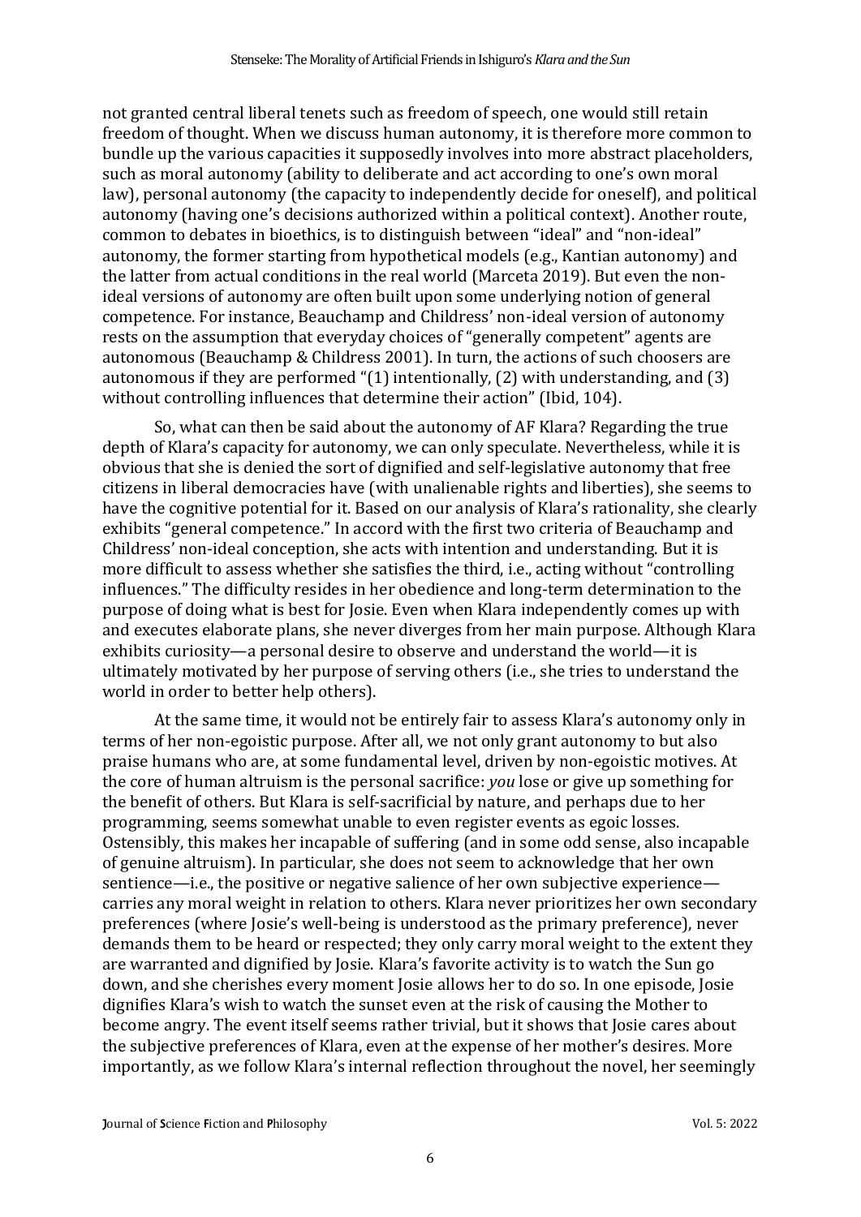not granted central liberal tenets such as freedom of speech, one would still retain freedom of thought. When we discuss human autonomy, it is therefore more common to bundle up the various capacities it supposedly involves into more abstract placeholders, such as moral autonomy (ability to deliberate and act according to one's own moral law), personal autonomy (the capacity to independently decide for oneself), and political autonomy (having one's decisions authorized within a political context). Another route, common to debates in bioethics, is to distinguish between "ideal" and "non-ideal" autonomy, the former starting from hypothetical models (e.g., Kantian autonomy) and the latter from actual conditions in the real world (Marceta 2019). But even the non-ideal versions of autonomy are often built upon some underlying notion of general competence. For instance, Beauchamp and Childress' non-ideal version of autonomy rests on the assumption that everyday choices of "generally competent" agents are autonomous (Beauchamp & Childress 2001). In turn, the actions of such choosers are autonomous if they are performed "(1) intentionally, (2) with understanding, and (3) without controlling influences that determine their action" (Ibid, 104).

So, what can then be said about the autonomy of AF Klara? Regarding the true depth of Klara's capacity for autonomy, we can only speculate. Nevertheless, while it is obvious that she is denied the sort of dignified and self-legislative autonomy that free citizens in liberal democracies have (with unalienable rights and liberties), she seems to have the cognitive potential for it. Based on our analysis of Klara's rationality, she clearly exhibits "general competence." In accord with the first two criteria of Beauchamp and Childress' non-ideal conception, she acts with intention and understanding. But it is more difficult to assess whether she satisfies the third, i.e., acting without "controlling influences." The difficulty resides in her obedience and long-term determination to the purpose of doing what is best for Josie. Even when Klara independently comes up with and executes elaborate plans, she never diverges from her main purpose. Although Klara exhibits curiosity—a personal desire to observe and understand the world—it is ultimately motivated by her purpose of serving others (i.e., she tries to understand the world in order to better help others).

At the same time, it would not be entirely fair to assess Klara's autonomy only in terms of her non-egoistic purpose. After all, we not only grant autonomy to but also praise humans who are, at some fundamental level, driven by non-egoistic motives. At the core of human altruism is the personal sacrifice: *you* lose or give up something for the benefit of others. But Klara is self-sacrificial by nature, and perhaps due to her programming, seems somewhat unable to even register events as egoic losses. Ostensibly, this makes her incapable of suffering (and in some odd sense, also incapable of genuine altruism). In particular, she does not seem to acknowledge that her own sentience—i.e., the positive or negative salience of her own subjective experience—carries any moral weight in relation to others. Klara never prioritizes her own secondary preferences (where Josie's well-being is understood as the primary preference), never demands them to be heard or respected; they only carry moral weight to the extent they are warranted and dignified by Josie. Klara's favorite activity is to watch the Sun go down, and she cherishes every moment Josie allows her to do so. In one episode, Josie dignifies Klara's wish to watch the sunset even at the risk of causing the Mother to become angry. The event itself seems rather trivial, but it shows that Josie cares about the subjective preferences of Klara, even at the expense of her mother's desires. More importantly, as we follow Klara's internal reflection throughout the novel, her seemingly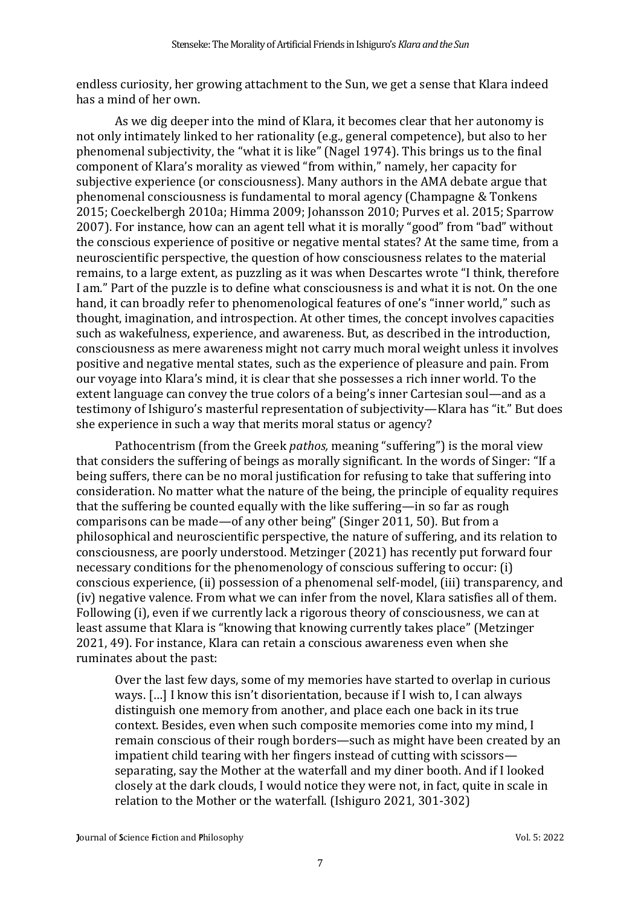endless curiosity, her growing attachment to the Sun, we get a sense that Klara indeed has a mind of her own.

As we dig deeper into the mind of Klara, it becomes clear that her autonomy is not only intimately linked to her rationality (e.g., general competence), but also to her phenomenal subjectivity, the "what it is like" (Nagel 1974). This brings us to the final component of Klara's morality as viewed "from within," namely, her capacity for subjective experience (or consciousness). Many authors in the AMA debate argue that phenomenal consciousness is fundamental to moral agency (Champagne & Tonkens 2015; Coeckelbergh 2010a; Himma 2009; Johansson 2010; Purves et al. 2015; Sparrow 2007). For instance, how can an agent tell what it is morally "good" from "bad" without the conscious experience of positive or negative mental states? At the same time, from a neuroscientific perspective, the question of how consciousness relates to the material remains, to a large extent, as puzzling as it was when Descartes wrote "I think, therefore I am." Part of the puzzle is to define what consciousness is and what it is not. On the one hand, it can broadly refer to phenomenological features of one's "inner world," such as thought, imagination, and introspection. At other times, the concept involves capacities such as wakefulness, experience, and awareness. But, as described in the introduction, consciousness as mere awareness might not carry much moral weight unless it involves positive and negative mental states, such as the experience of pleasure and pain. From our voyage into Klara's mind, it is clear that she possesses a rich inner world. To the extent language can convey the true colors of a being's inner Cartesian soul—and as a testimony of Ishiguro's masterful representation of subjectivity—Klara has "it." But does she experience in such a way that merits moral status or agency?

Pathocentrism (from the Greek *pathos,* meaning "suffering") is the moral view that considers the suffering of beings as morally significant. In the words of Singer: "If a being suffers, there can be no moral justification for refusing to take that suffering into consideration. No matter what the nature of the being, the principle of equality requires that the suffering be counted equally with the like suffering—in so far as rough comparisons can be made—of any other being" (Singer 2011, 50). But from a philosophical and neuroscientific perspective, the nature of suffering, and its relation to consciousness, are poorly understood. Metzinger (2021) has recently put forward four necessary conditions for the phenomenology of conscious suffering to occur: (i) conscious experience, (ii) possession of a phenomenal self-model, (iii) transparency, and (iv) negative valence. From what we can infer from the novel, Klara satisfies all of them. Following (i), even if we currently lack a rigorous theory of consciousness, we can at least assume that Klara is "knowing that knowing currently takes place" (Metzinger 2021, 49). For instance, Klara can retain a conscious awareness even when she ruminates about the past:

> Over the last few days, some of my memories have started to overlap in curious ways. […] I know this isn't disorientation, because if I wish to, I can always distinguish one memory from another, and place each one back in its true context. Besides, even when such composite memories come into my mind, I remain conscious of their rough borders—such as might have been created by an impatient child tearing with her fingers instead of cutting with scissors—separating, say the Mother at the waterfall and my diner booth. And if I looked closely at the dark clouds, I would notice they were not, in fact, quite in scale in relation to the Mother or the waterfall. (Ishiguro 2021, 301-302)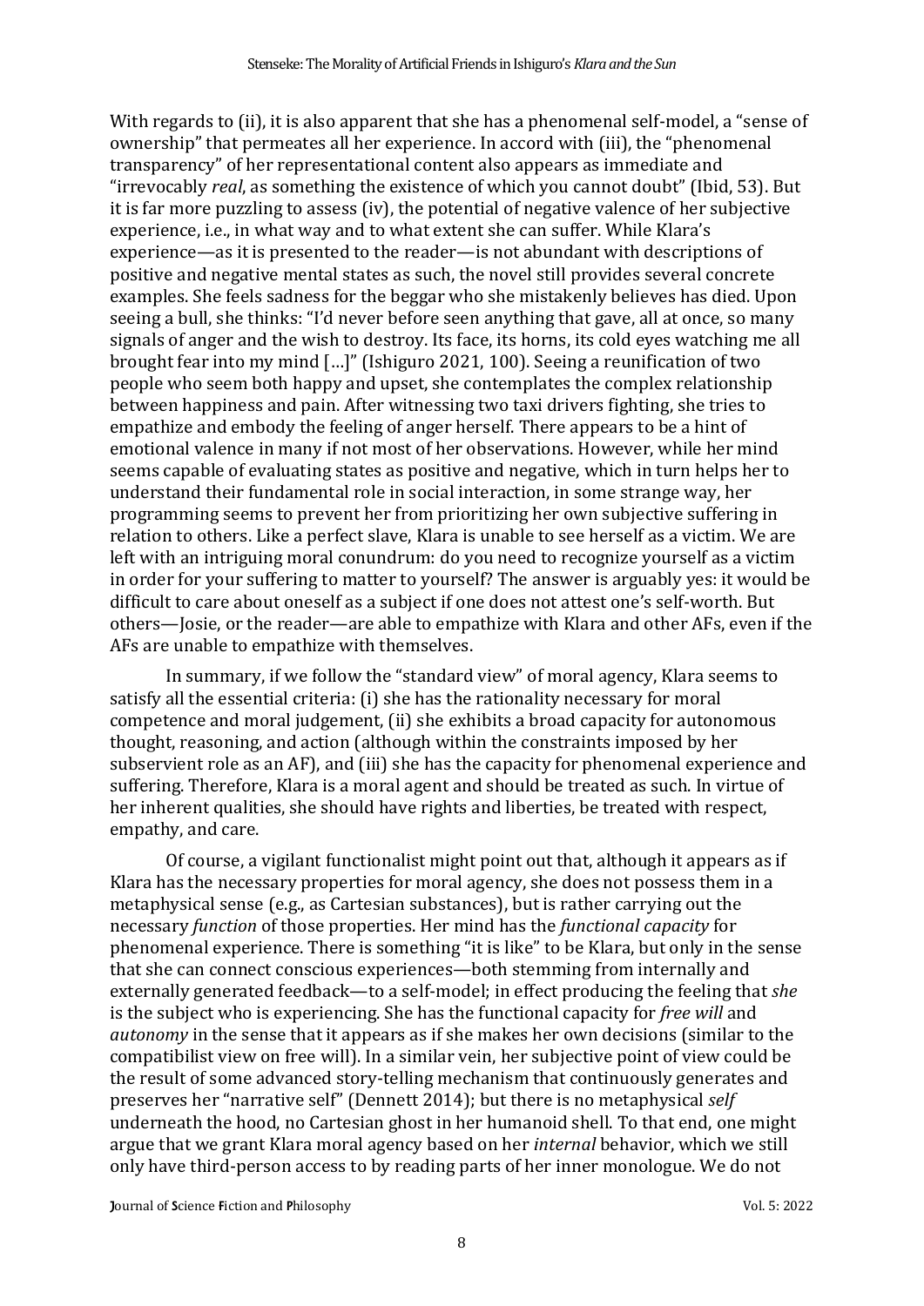With regards to (ii), it is also apparent that she has a phenomenal self-model, a "sense of ownership" that permeates all her experience. In accord with (iii), the "phenomenal transparency" of her representational content also appears as immediate and "irrevocably *real*, as something the existence of which you cannot doubt" (Ibid, 53). But it is far more puzzling to assess (iv), the potential of negative valence of her subjective experience, i.e., in what way and to what extent she can suffer. While Klara's experience—as it is presented to the reader—is not abundant with descriptions of positive and negative mental states as such, the novel still provides several concrete examples. She feels sadness for the beggar who she mistakenly believes has died. Upon seeing a bull, she thinks: "I'd never before seen anything that gave, all at once, so many signals of anger and the wish to destroy. Its face, its horns, its cold eyes watching me all brought fear into my mind […]" (Ishiguro 2021, 100). Seeing a reunification of two people who seem both happy and upset, she contemplates the complex relationship between happiness and pain. After witnessing two taxi drivers fighting, she tries to empathize and embody the feeling of anger herself. There appears to be a hint of emotional valence in many if not most of her observations. However, while her mind seems capable of evaluating states as positive and negative, which in turn helps her to understand their fundamental role in social interaction, in some strange way, her programming seems to prevent her from prioritizing her own subjective suffering in relation to others. Like a perfect slave, Klara is unable to see herself as a victim. We are left with an intriguing moral conundrum: do you need to recognize yourself as a victim in order for your suffering to matter to yourself? The answer is arguably yes: it would be difficult to care about oneself as a subject if one does not attest one's self-worth. But others—Josie, or the reader—are able to empathize with Klara and other AFs, even if the AFs are unable to empathize with themselves.

In summary, if we follow the "standard view" of moral agency, Klara seems to satisfy all the essential criteria: (i) she has the rationality necessary for moral competence and moral judgement, (ii) she exhibits a broad capacity for autonomous thought, reasoning, and action (although within the constraints imposed by her subservient role as an AF), and (iii) she has the capacity for phenomenal experience and suffering. Therefore, Klara is a moral agent and should be treated as such. In virtue of her inherent qualities, she should have rights and liberties, be treated with respect, empathy, and care.

Of course, a vigilant functionalist might point out that, although it appears as if Klara has the necessary properties for moral agency, she does not possess them in a metaphysical sense (e.g., as Cartesian substances), but is rather carrying out the necessary *function* of those properties. Her mind has the *functional capacity* for phenomenal experience. There is something "it is like" to be Klara, but only in the sense that she can connect conscious experiences—both stemming from internally and externally generated feedback—to a self-model; in effect producing the feeling that *she* is the subject who is experiencing. She has the functional capacity for *free will* and *autonomy* in the sense that it appears as if she makes her own decisions (similar to the compatibilist view on free will). In a similar vein, her subjective point of view could be the result of some advanced story-telling mechanism that continuously generates and preserves her "narrative self" (Dennett 2014); but there is no metaphysical *self* underneath the hood, no Cartesian ghost in her humanoid shell. To that end, one might argue that we grant Klara moral agency based on her *internal* behavior, which we still only have third-person access to by reading parts of her inner monologue. We do not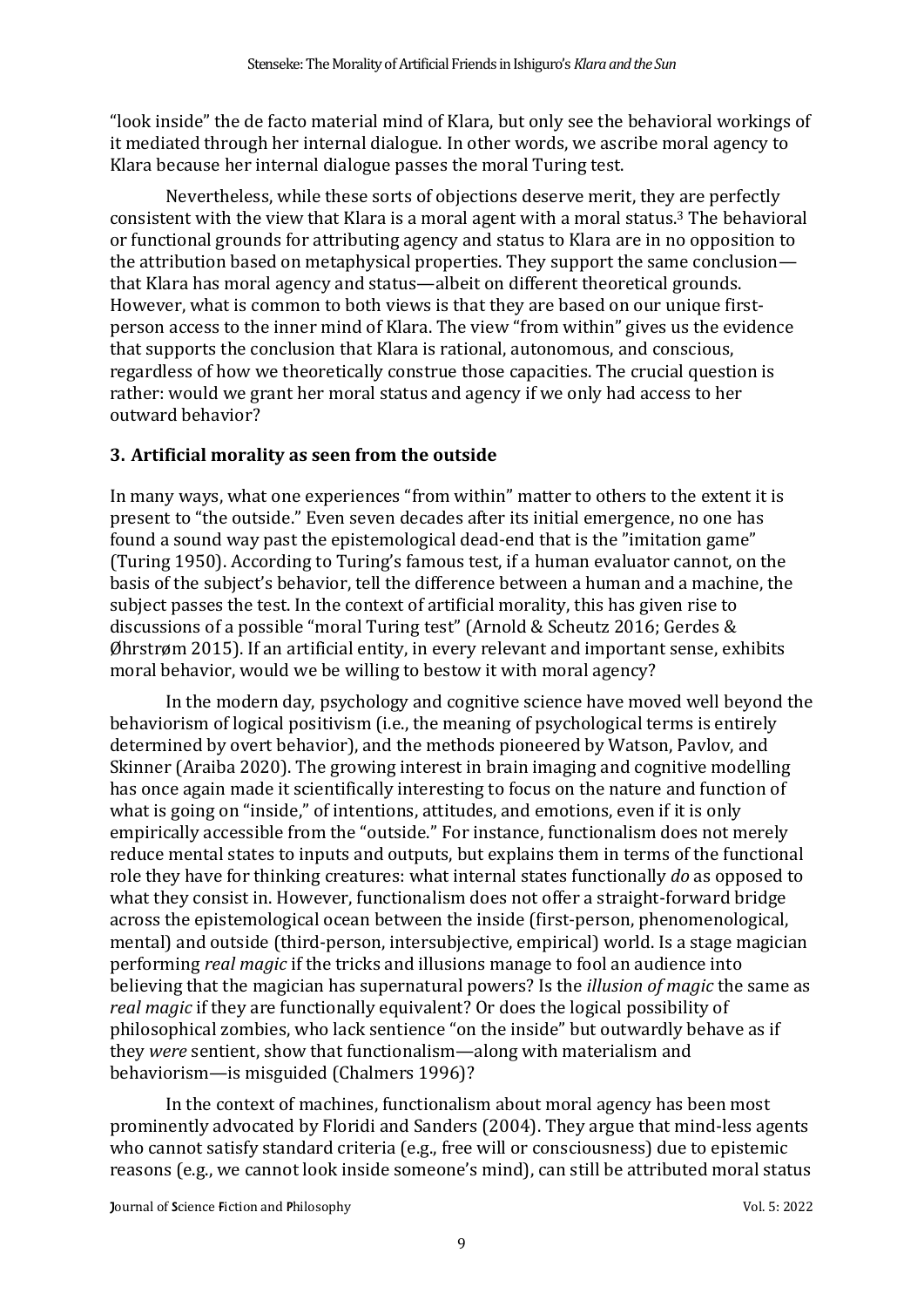"look inside" the de facto material mind of Klara, but only see the behavioral workings of it mediated through her internal dialogue. In other words, we ascribe moral agency to Klara because her internal dialogue passes the moral Turing test.

Nevertheless, while these sorts of objections deserve merit, they are perfectly consistent with the view that Klara is a moral agent with a moral status.[3] The behavioral or functional grounds for attributing agency and status to Klara are in no opposition to the attribution based on metaphysical properties. They support the same conclusion—that Klara has moral agency and status—albeit on different theoretical grounds. However, what is common to both views is that they are based on our unique first-person access to the inner mind of Klara. The view "from within" gives us the evidence that supports the conclusion that Klara is rational, autonomous, and conscious, regardless of how we theoretically construe those capacities. The crucial question is rather: would we grant her moral status and agency if we only had access to her outward behavior?

## 3. Artificial morality as seen from the outside

In many ways, what one experiences "from within" matter to others to the extent it is present to "the outside." Even seven decades after its initial emergence, no one has found a sound way past the epistemological dead-end that is the "imitation game" (Turing 1950). According to Turing's famous test, if a human evaluator cannot, on the basis of the subject's behavior, tell the difference between a human and a machine, the subject passes the test. In the context of artificial morality, this has given rise to discussions of a possible "moral Turing test" (Arnold & Scheutz 2016; Gerdes & Øhrstrøm 2015). If an artificial entity, in every relevant and important sense, exhibits moral behavior, would we be willing to bestow it with moral agency?

In the modern day, psychology and cognitive science have moved well beyond the behaviorism of logical positivism (i.e., the meaning of psychological terms is entirely determined by overt behavior), and the methods pioneered by Watson, Pavlov, and Skinner (Araiba 2020). The growing interest in brain imaging and cognitive modelling has once again made it scientifically interesting to focus on the nature and function of what is going on "inside," of intentions, attitudes, and emotions, even if it is only empirically accessible from the "outside." For instance, functionalism does not merely reduce mental states to inputs and outputs, but explains them in terms of the functional role they have for thinking creatures: what internal states functionally *do* as opposed to what they consist in. However, functionalism does not offer a straight-forward bridge across the epistemological ocean between the inside (first-person, phenomenological, mental) and outside (third-person, intersubjective, empirical) world. Is a stage magician performing *real magic* if the tricks and illusions manage to fool an audience into believing that the magician has supernatural powers? Is the *illusion of magic* the same as *real magic* if they are functionally equivalent? Or does the logical possibility of philosophical zombies, who lack sentience "on the inside" but outwardly behave as if they *were* sentient, show that functionalism—along with materialism and behaviorism—is misguided (Chalmers 1996)?

In the context of machines, functionalism about moral agency has been most prominently advocated by Floridi and Sanders (2004). They argue that mind-less agents who cannot satisfy standard criteria (e.g., free will or consciousness) due to epistemic reasons (e.g., we cannot look inside someone's mind), can still be attributed moral status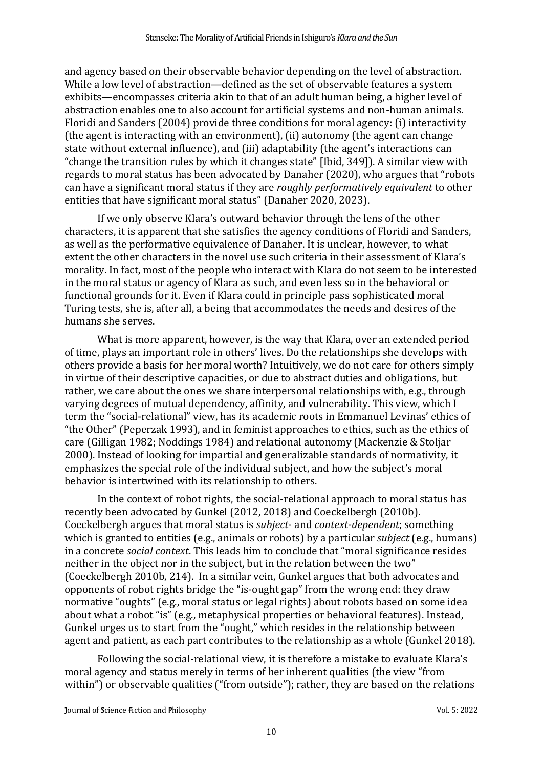and agency based on their observable behavior depending on the level of abstraction. While a low level of abstraction—defined as the set of observable features a system exhibits—encompasses criteria akin to that of an adult human being, a higher level of abstraction enables one to also account for artificial systems and non-human animals. Floridi and Sanders (2004) provide three conditions for moral agency: (i) interactivity (the agent is interacting with an environment), (ii) autonomy (the agent can change state without external influence), and (iii) adaptability (the agent's interactions can "change the transition rules by which it changes state" [Ibid, 349]). A similar view with regards to moral status has been advocated by Danaher (2020), who argues that "robots can have a significant moral status if they are *roughly performatively equivalent* to other entities that have significant moral status" (Danaher 2020, 2023).

If we only observe Klara's outward behavior through the lens of the other characters, it is apparent that she satisfies the agency conditions of Floridi and Sanders, as well as the performative equivalence of Danaher. It is unclear, however, to what extent the other characters in the novel use such criteria in their assessment of Klara's morality. In fact, most of the people who interact with Klara do not seem to be interested in the moral status or agency of Klara as such, and even less so in the behavioral or functional grounds for it. Even if Klara could in principle pass sophisticated moral Turing tests, she is, after all, a being that accommodates the needs and desires of the humans she serves.

What is more apparent, however, is the way that Klara, over an extended period of time, plays an important role in others' lives. Do the relationships she develops with others provide a basis for her moral worth? Intuitively, we do not care for others simply in virtue of their descriptive capacities, or due to abstract duties and obligations, but rather, we care about the ones we share interpersonal relationships with, e.g., through varying degrees of mutual dependency, affinity, and vulnerability. This view, which I term the "social-relational" view, has its academic roots in Emmanuel Levinas' ethics of "the Other" (Peperzak 1993), and in feminist approaches to ethics, such as the ethics of care (Gilligan 1982; Noddings 1984) and relational autonomy (Mackenzie & Stoljar 2000). Instead of looking for impartial and generalizable standards of normativity, it emphasizes the special role of the individual subject, and how the subject's moral behavior is intertwined with its relationship to others.

In the context of robot rights, the social-relational approach to moral status has recently been advocated by Gunkel (2012, 2018) and Coeckelbergh (2010b). Coeckelbergh argues that moral status is *subject*- and *context-dependent*; something which is granted to entities (e.g., animals or robots) by a particular *subject* (e.g., humans) in a concrete *social context*. This leads him to conclude that "moral significance resides neither in the object nor in the subject, but in the relation between the two" (Coeckelbergh 2010b, 214). In a similar vein, Gunkel argues that both advocates and opponents of robot rights bridge the "is-ought gap" from the wrong end: they draw normative "oughts" (e.g., moral status or legal rights) about robots based on some idea about what a robot "is" (e.g., metaphysical properties or behavioral features). Instead, Gunkel urges us to start from the "ought," which resides in the relationship between agent and patient, as each part contributes to the relationship as a whole (Gunkel 2018).

Following the social-relational view, it is therefore a mistake to evaluate Klara's moral agency and status merely in terms of her inherent qualities (the view "from within") or observable qualities ("from outside"); rather, they are based on the relations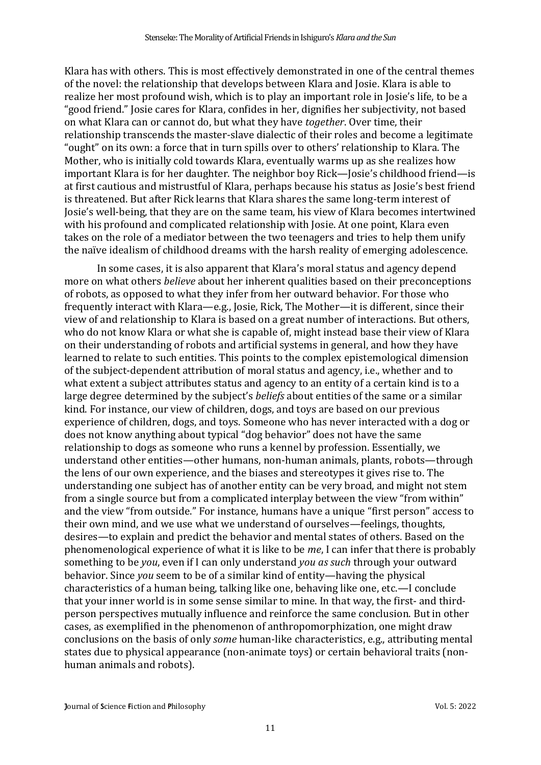Klara has with others. This is most effectively demonstrated in one of the central themes of the novel: the relationship that develops between Klara and Josie. Klara is able to realize her most profound wish, which is to play an important role in Josie's life, to be a "good friend." Josie cares for Klara, confides in her, dignifies her subjectivity, not based on what Klara can or cannot do, but what they have *together*. Over time, their relationship transcends the master-slave dialectic of their roles and become a legitimate "ought" on its own: a force that in turn spills over to others' relationship to Klara. The Mother, who is initially cold towards Klara, eventually warms up as she realizes how important Klara is for her daughter. The neighbor boy Rick—Josie's childhood friend—is at first cautious and mistrustful of Klara, perhaps because his status as Josie's best friend is threatened. But after Rick learns that Klara shares the same long-term interest of Josie's well-being, that they are on the same team, his view of Klara becomes intertwined with his profound and complicated relationship with Josie. At one point, Klara even takes on the role of a mediator between the two teenagers and tries to help them unify the naïve idealism of childhood dreams with the harsh reality of emerging adolescence.

In some cases, it is also apparent that Klara's moral status and agency depend more on what others *believe* about her inherent qualities based on their preconceptions of robots, as opposed to what they infer from her outward behavior. For those who frequently interact with Klara—e.g., Josie, Rick, The Mother—it is different, since their view of and relationship to Klara is based on a great number of interactions. But others, who do not know Klara or what she is capable of, might instead base their view of Klara on their understanding of robots and artificial systems in general, and how they have learned to relate to such entities. This points to the complex epistemological dimension of the subject-dependent attribution of moral status and agency, i.e., whether and to what extent a subject attributes status and agency to an entity of a certain kind is to a large degree determined by the subject's *beliefs* about entities of the same or a similar kind. For instance, our view of children, dogs, and toys are based on our previous experience of children, dogs, and toys. Someone who has never interacted with a dog or does not know anything about typical "dog behavior" does not have the same relationship to dogs as someone who runs a kennel by profession. Essentially, we understand other entities—other humans, non-human animals, plants, robots—through the lens of our own experience, and the biases and stereotypes it gives rise to. The understanding one subject has of another entity can be very broad, and might not stem from a single source but from a complicated interplay between the view "from within" and the view "from outside." For instance, humans have a unique "first person" access to their own mind, and we use what we understand of ourselves—feelings, thoughts, desires—to explain and predict the behavior and mental states of others. Based on the phenomenological experience of what it is like to be *me*, I can infer that there is probably something to be *you*, even if I can only understand *you as such* through your outward behavior. Since *you* seem to be of a similar kind of entity—having the physical characteristics of a human being, talking like one, behaving like one, etc.—I conclude that your inner world is in some sense similar to mine. In that way, the first- and third-person perspectives mutually influence and reinforce the same conclusion. But in other cases, as exemplified in the phenomenon of anthropomorphization, one might draw conclusions on the basis of only *some* human-like characteristics, e.g., attributing mental states due to physical appearance (non-animate toys) or certain behavioral traits (non-human animals and robots).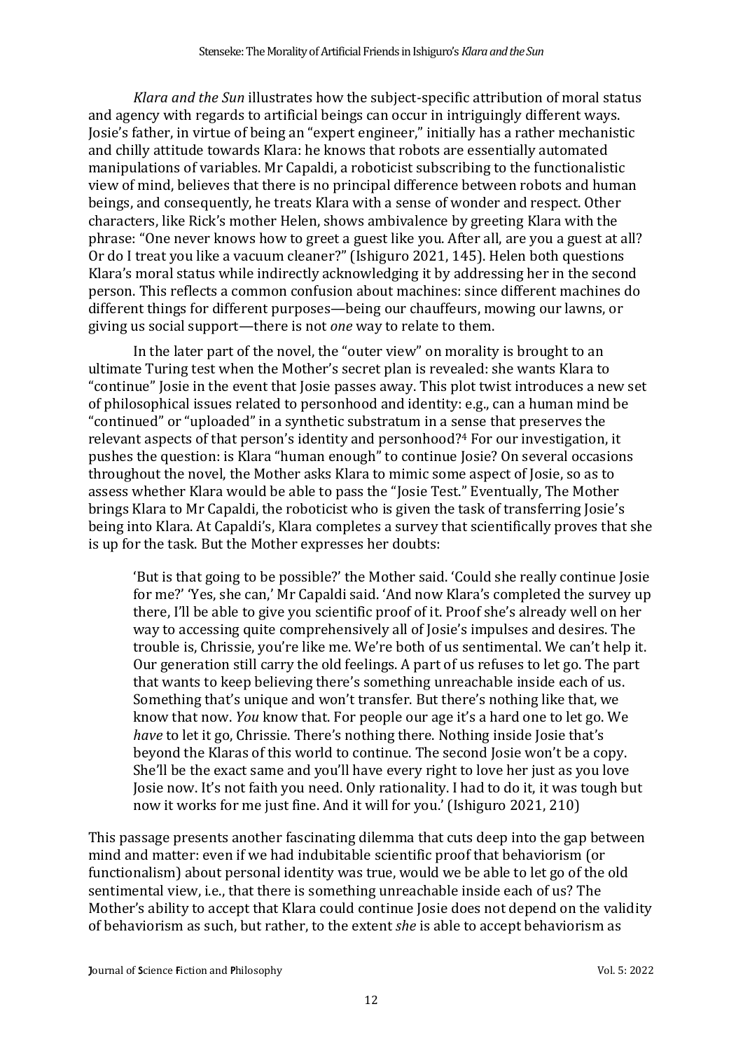*Klara and the Sun* illustrates how the subject-specific attribution of moral status and agency with regards to artificial beings can occur in intriguingly different ways. Josie's father, in virtue of being an "expert engineer," initially has a rather mechanistic and chilly attitude towards Klara: he knows that robots are essentially automated manipulations of variables. Mr Capaldi, a roboticist subscribing to the functionalistic view of mind, believes that there is no principal difference between robots and human beings, and consequently, he treats Klara with a sense of wonder and respect. Other characters, like Rick's mother Helen, shows ambivalence by greeting Klara with the phrase: "One never knows how to greet a guest like you. After all, are you a guest at all? Or do I treat you like a vacuum cleaner?" (Ishiguro 2021, 145). Helen both questions Klara's moral status while indirectly acknowledging it by addressing her in the second person. This reflects a common confusion about machines: since different machines do different things for different purposes—being our chauffeurs, mowing our lawns, or giving us social support—there is not *one* way to relate to them.

In the later part of the novel, the "outer view" on morality is brought to an ultimate Turing test when the Mother's secret plan is revealed: she wants Klara to "continue" Josie in the event that Josie passes away. This plot twist introduces a new set of philosophical issues related to personhood and identity: e.g., can a human mind be "continued" or "uploaded" in a synthetic substratum in a sense that preserves the relevant aspects of that person's identity and personhood?[4] For our investigation, it pushes the question: is Klara "human enough" to continue Josie? On several occasions throughout the novel, the Mother asks Klara to mimic some aspect of Josie, so as to assess whether Klara would be able to pass the "Josie Test." Eventually, The Mother brings Klara to Mr Capaldi, the roboticist who is given the task of transferring Josie's being into Klara. At Capaldi's, Klara completes a survey that scientifically proves that she is up for the task. But the Mother expresses her doubts:

> 'But is that going to be possible?' the Mother said. 'Could she really continue Josie for me?' 'Yes, she can,' Mr Capaldi said. 'And now Klara's completed the survey up there, I'll be able to give you scientific proof of it. Proof she's already well on her way to accessing quite comprehensively all of Josie's impulses and desires. The trouble is, Chrissie, you're like me. We're both of us sentimental. We can't help it. Our generation still carry the old feelings. A part of us refuses to let go. The part that wants to keep believing there's something unreachable inside each of us. Something that's unique and won't transfer. But there's nothing like that, we know that now. *You* know that. For people our age it's a hard one to let go. We *have* to let it go, Chrissie. There's nothing there. Nothing inside Josie that's beyond the Klaras of this world to continue. The second Josie won't be a copy. She'll be the exact same and you'll have every right to love her just as you love Josie now. It's not faith you need. Only rationality. I had to do it, it was tough but now it works for me just fine. And it will for you.' (Ishiguro 2021, 210)

This passage presents another fascinating dilemma that cuts deep into the gap between mind and matter: even if we had indubitable scientific proof that behaviorism (or functionalism) about personal identity was true, would we be able to let go of the old sentimental view, i.e., that there is something unreachable inside each of us? The Mother's ability to accept that Klara could continue Josie does not depend on the validity of behaviorism as such, but rather, to the extent *she* is able to accept behaviorism as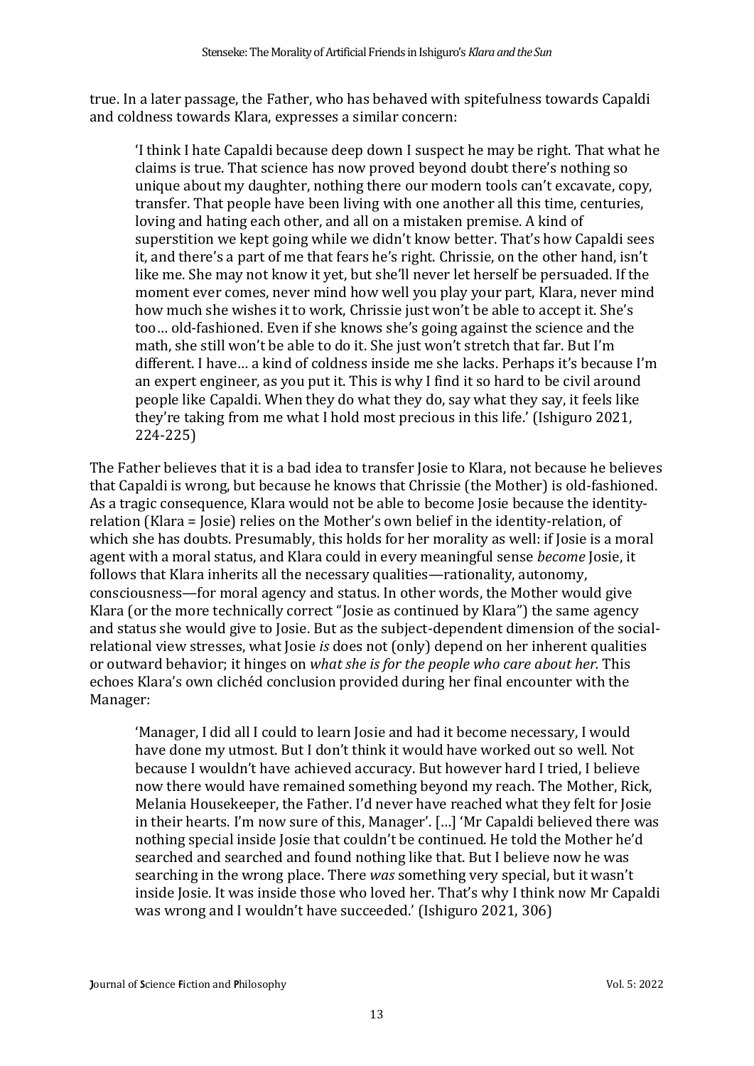true. In a later passage, the Father, who has behaved with spitefulness towards Capaldi and coldness towards Klara, expresses a similar concern:

> 'I think I hate Capaldi because deep down I suspect he may be right. That what he claims is true. That science has now proved beyond doubt there's nothing so unique about my daughter, nothing there our modern tools can't excavate, copy, transfer. That people have been living with one another all this time, centuries, loving and hating each other, and all on a mistaken premise. A kind of superstition we kept going while we didn't know better. That's how Capaldi sees it, and there's a part of me that fears he's right. Chrissie, on the other hand, isn't like me. She may not know it yet, but she'll never let herself be persuaded. If the moment ever comes, never mind how well you play your part, Klara, never mind how much she wishes it to work, Chrissie just won't be able to accept it. She's too… old-fashioned. Even if she knows she's going against the science and the math, she still won't be able to do it. She just won't stretch that far. But I'm different. I have… a kind of coldness inside me she lacks. Perhaps it's because I'm an expert engineer, as you put it. This is why I find it so hard to be civil around people like Capaldi. When they do what they do, say what they say, it feels like they're taking from me what I hold most precious in this life.' (Ishiguro 2021, 224-225)

The Father believes that it is a bad idea to transfer Josie to Klara, not because he believes that Capaldi is wrong, but because he knows that Chrissie (the Mother) is old-fashioned. As a tragic consequence, Klara would not be able to become Josie because the identity-relation (Klara = Josie) relies on the Mother's own belief in the identity-relation, of which she has doubts. Presumably, this holds for her morality as well: if Josie is a moral agent with a moral status, and Klara could in every meaningful sense *become* Josie, it follows that Klara inherits all the necessary qualities—rationality, autonomy, consciousness—for moral agency and status. In other words, the Mother would give Klara (or the more technically correct "Josie as continued by Klara") the same agency and status she would give to Josie. But as the subject-dependent dimension of the social-relational view stresses, what Josie *is* does not (only) depend on her inherent qualities or outward behavior; it hinges on *what she is for the people who care about her.* This echoes Klara's own clichéd conclusion provided during her final encounter with the Manager:

> 'Manager, I did all I could to learn Josie and had it become necessary, I would have done my utmost. But I don't think it would have worked out so well. Not because I wouldn't have achieved accuracy. But however hard I tried, I believe now there would have remained something beyond my reach. The Mother, Rick, Melania Housekeeper, the Father. I'd never have reached what they felt for Josie in their hearts. I'm now sure of this, Manager'. […] 'Mr Capaldi believed there was nothing special inside Josie that couldn't be continued. He told the Mother he'd searched and searched and found nothing like that. But I believe now he was searching in the wrong place. There *was* something very special, but it wasn't inside Josie. It was inside those who loved her. That's why I think now Mr Capaldi was wrong and I wouldn't have succeeded.' (Ishiguro 2021, 306)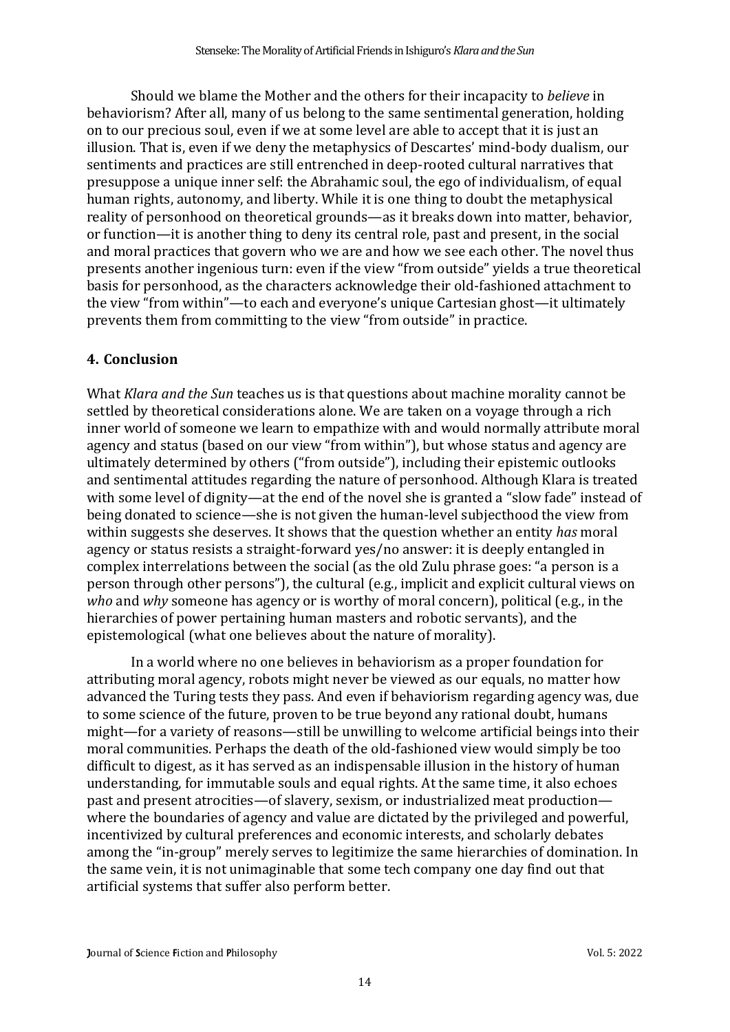Should we blame the Mother and the others for their incapacity to *believe* in behaviorism? After all, many of us belong to the same sentimental generation, holding on to our precious soul, even if we at some level are able to accept that it is just an illusion. That is, even if we deny the metaphysics of Descartes' mind-body dualism, our sentiments and practices are still entrenched in deep-rooted cultural narratives that presuppose a unique inner self: the Abrahamic soul, the ego of individualism, of equal human rights, autonomy, and liberty. While it is one thing to doubt the metaphysical reality of personhood on theoretical grounds—as it breaks down into matter, behavior, or function—it is another thing to deny its central role, past and present, in the social and moral practices that govern who we are and how we see each other. The novel thus presents another ingenious turn: even if the view "from outside" yields a true theoretical basis for personhood, as the characters acknowledge their old-fashioned attachment to the view "from within"—to each and everyone's unique Cartesian ghost—it ultimately prevents them from committing to the view "from outside" in practice.

## 4. Conclusion

What *Klara and the Sun* teaches us is that questions about machine morality cannot be settled by theoretical considerations alone. We are taken on a voyage through a rich inner world of someone we learn to empathize with and would normally attribute moral agency and status (based on our view "from within"), but whose status and agency are ultimately determined by others ("from outside"), including their epistemic outlooks and sentimental attitudes regarding the nature of personhood. Although Klara is treated with some level of dignity—at the end of the novel she is granted a "slow fade" instead of being donated to science—she is not given the human-level subjecthood the view from within suggests she deserves. It shows that the question whether an entity *has* moral agency or status resists a straight-forward yes/no answer: it is deeply entangled in complex interrelations between the social (as the old Zulu phrase goes: "a person is a person through other persons"), the cultural (e.g., implicit and explicit cultural views on *who* and *why* someone has agency or is worthy of moral concern), political (e.g., in the hierarchies of power pertaining human masters and robotic servants), and the epistemological (what one believes about the nature of morality).

In a world where no one believes in behaviorism as a proper foundation for attributing moral agency, robots might never be viewed as our equals, no matter how advanced the Turing tests they pass. And even if behaviorism regarding agency was, due to some science of the future, proven to be true beyond any rational doubt, humans might—for a variety of reasons—still be unwilling to welcome artificial beings into their moral communities. Perhaps the death of the old-fashioned view would simply be too difficult to digest, as it has served as an indispensable illusion in the history of human understanding, for immutable souls and equal rights. At the same time, it also echoes past and present atrocities—of slavery, sexism, or industrialized meat production—where the boundaries of agency and value are dictated by the privileged and powerful, incentivized by cultural preferences and economic interests, and scholarly debates among the "in-group" merely serves to legitimize the same hierarchies of domination. In the same vein, it is not unimaginable that some tech company one day find out that artificial systems that suffer also perform better.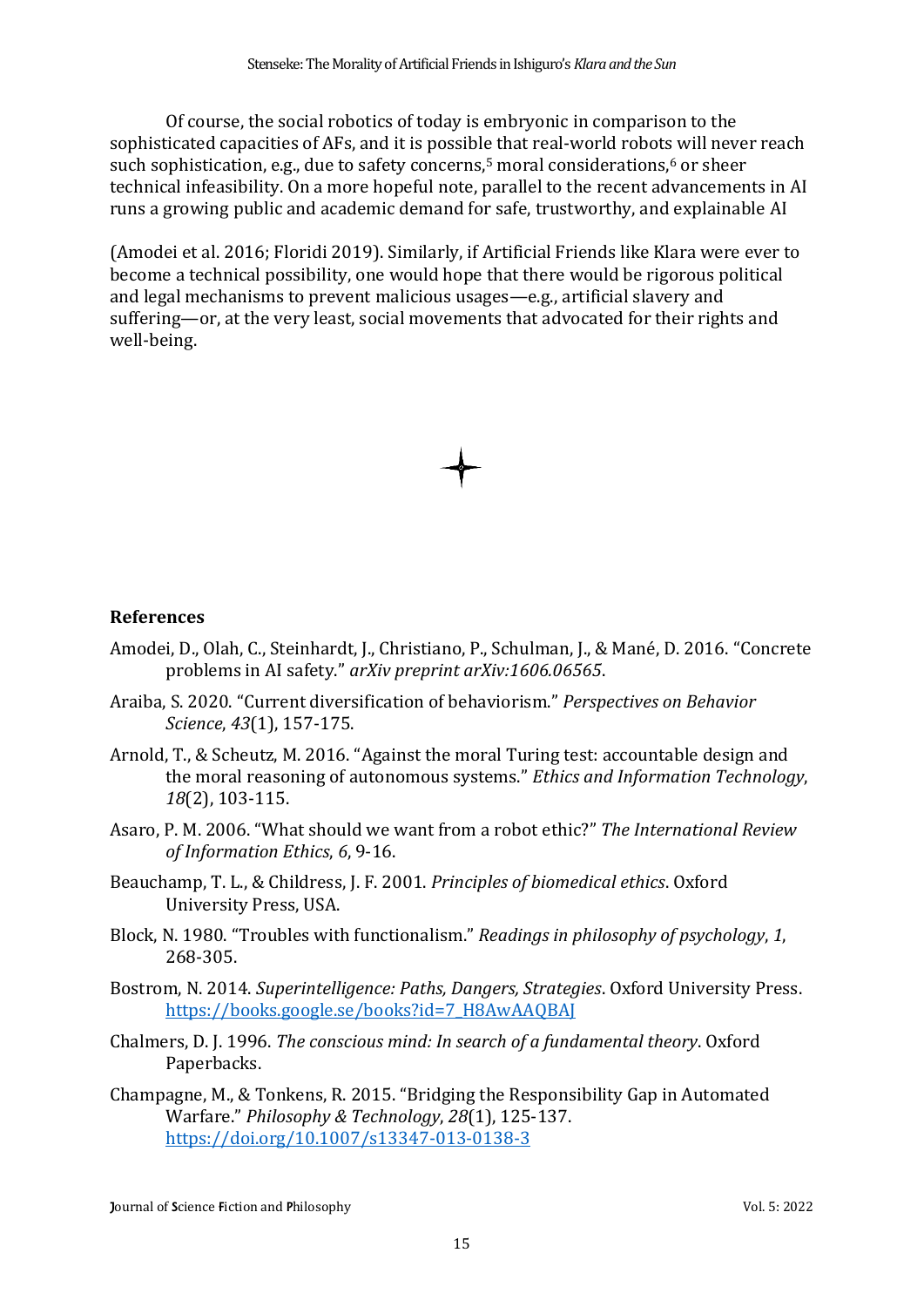Of course, the social robotics of today is embryonic in comparison to the sophisticated capacities of AFs, and it is possible that real-world robots will never reach such sophistication, e.g., due to safety concerns,[5] moral considerations,[6] or sheer technical infeasibility. On a more hopeful note, parallel to the recent advancements in AI runs a growing public and academic demand for safe, trustworthy, and explainable AI (Amodei et al. 2016; Floridi 2019). Similarly, if Artificial Friends like Klara were ever to become a technical possibility, one would hope that there would be rigorous political and legal mechanisms to prevent malicious usages—e.g., artificial slavery and suffering—or, at the very least, social movements that advocated for their rights and well-being.

## References

Amodei, D., Olah, C., Steinhardt, J., Christiano, P., Schulman, J., & Mané, D. 2016. "Concrete problems in AI safety." *arXiv preprint arXiv:1606.06565*.

Araiba, S. 2020. "Current diversification of behaviorism." *Perspectives on Behavior Science*, *43*(1), 157-175.

Arnold, T., & Scheutz, M. 2016. "Against the moral Turing test: accountable design and the moral reasoning of autonomous systems." *Ethics and Information Technology*, *18*(2), 103-115.

Asaro, P. M. 2006. "What should we want from a robot ethic?" *The International Review of Information Ethics*, *6*, 9-16.

Beauchamp, T. L., & Childress, J. F. 2001. *Principles of biomedical ethics*. Oxford University Press, USA.

Block, N. 1980. "Troubles with functionalism." *Readings in philosophy of psychology*, *1*, 268-305.

Bostrom, N. 2014. *Superintelligence: Paths, Dangers, Strategies*. Oxford University Press. https://books.google.se/books?id=7_H8AwAAQBAJ

Chalmers, D. J. 1996. *The conscious mind: In search of a fundamental theory*. Oxford Paperbacks.

Champagne, M., & Tonkens, R. 2015. "Bridging the Responsibility Gap in Automated Warfare." *Philosophy & Technology*, *28*(1), 125-137. https://doi.org/10.1007/s13347-013-0138-3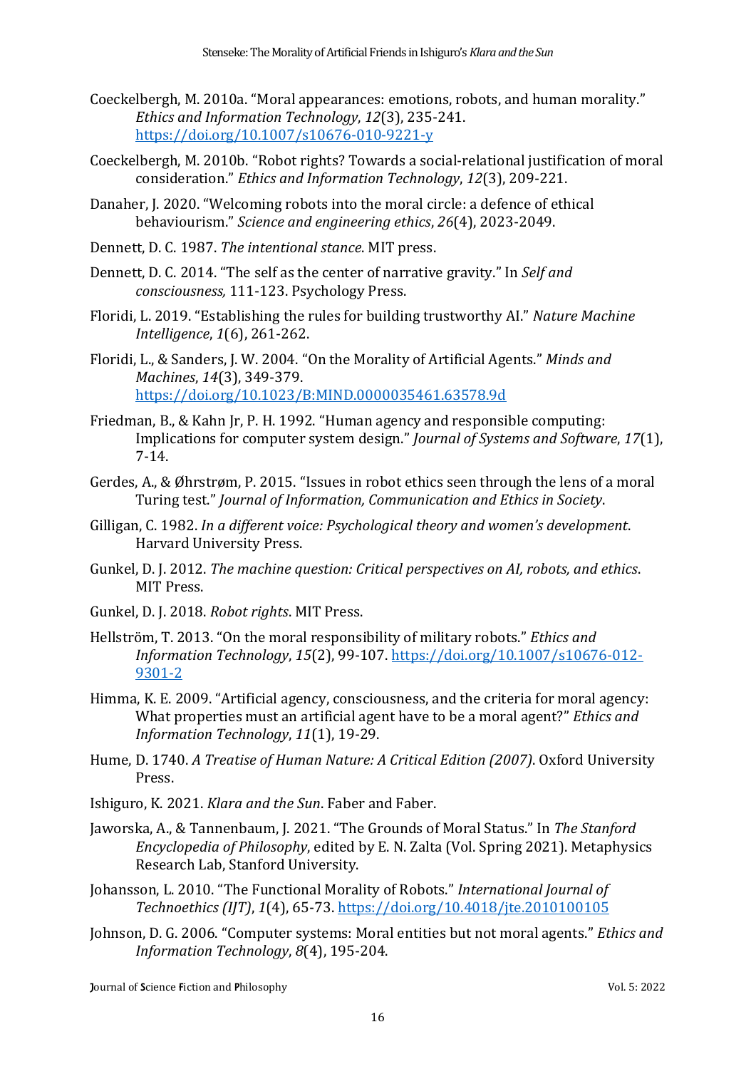Coeckelbergh, M. 2010a. "Moral appearances: emotions, robots, and human morality." *Ethics and Information Technology*, *12*(3), 235-241. https://doi.org/10.1007/s10676-010-9221-y

Coeckelbergh, M. 2010b. "Robot rights? Towards a social-relational justification of moral consideration." *Ethics and Information Technology*, *12*(3), 209-221.

Danaher, J. 2020. "Welcoming robots into the moral circle: a defence of ethical behaviourism." *Science and engineering ethics*, *26*(4), 2023-2049.

Dennett, D. C. 1987. *The intentional stance*. MIT press.

Dennett, D. C. 2014. "The self as the center of narrative gravity." In *Self and consciousness,* 111-123. Psychology Press.

Floridi, L. 2019. "Establishing the rules for building trustworthy AI." *Nature Machine Intelligence*, *1*(6), 261-262.

Floridi, L., & Sanders, J. W. 2004. "On the Morality of Artificial Agents." *Minds and Machines*, *14*(3), 349-379. https://doi.org/10.1023/B:MIND.0000035461.63578.9d

Friedman, B., & Kahn Jr, P. H. 1992. "Human agency and responsible computing: Implications for computer system design." *Journal of Systems and Software*, *17*(1), 7-14.

Gerdes, A., & Øhrstrøm, P. 2015. "Issues in robot ethics seen through the lens of a moral Turing test." *Journal of Information, Communication and Ethics in Society*.

Gilligan, C. 1982. *In a different voice: Psychological theory and women's development*. Harvard University Press.

Gunkel, D. J. 2012. *The machine question: Critical perspectives on AI, robots, and ethics*. MIT Press.

Gunkel, D. J. 2018. *Robot rights*. MIT Press.

Hellström, T. 2013. "On the moral responsibility of military robots." *Ethics and Information Technology*, *15*(2), 99-107. https://doi.org/10.1007/s10676-012-9301-2

Himma, K. E. 2009. "Artificial agency, consciousness, and the criteria for moral agency: What properties must an artificial agent have to be a moral agent?" *Ethics and Information Technology*, *11*(1), 19-29.

Hume, D. 1740. *A Treatise of Human Nature: A Critical Edition (2007)*. Oxford University Press.

Ishiguro, K. 2021. *Klara and the Sun*. Faber and Faber.

Jaworska, A., & Tannenbaum, J. 2021. "The Grounds of Moral Status." In *The Stanford Encyclopedia of Philosophy*, edited by E. N. Zalta (Vol. Spring 2021). Metaphysics Research Lab, Stanford University.

Johansson, L. 2010. "The Functional Morality of Robots." *International Journal of Technoethics (IJT)*, *1*(4), 65-73. https://doi.org/10.4018/jte.2010100105

Johnson, D. G. 2006. "Computer systems: Moral entities but not moral agents." *Ethics and Information Technology*, *8*(4), 195-204.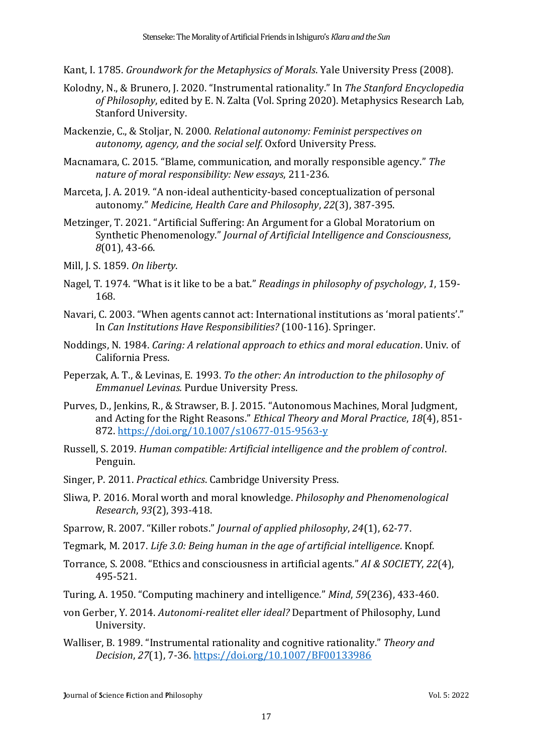Kant, I. 1785. *Groundwork for the Metaphysics of Morals*. Yale University Press (2008).

Kolodny, N., & Brunero, J. 2020. "Instrumental rationality." In *The Stanford Encyclopedia of Philosophy*, edited by E. N. Zalta (Vol. Spring 2020). Metaphysics Research Lab, Stanford University.

Mackenzie, C., & Stoljar, N. 2000. *Relational autonomy: Feminist perspectives on autonomy, agency, and the social self*. Oxford University Press.

Macnamara, C. 2015. "Blame, communication, and morally responsible agency." *The nature of moral responsibility: New essays*, 211-236.

Marceta, J. A. 2019. "A non-ideal authenticity-based conceptualization of personal autonomy." *Medicine, Health Care and Philosophy*, *22*(3), 387-395.

Metzinger, T. 2021. "Artificial Suffering: An Argument for a Global Moratorium on Synthetic Phenomenology." *Journal of Artificial Intelligence and Consciousness*, *8*(01), 43-66.

Mill, J. S. 1859. *On liberty*.

Nagel, T. 1974. "What is it like to be a bat." *Readings in philosophy of psychology*, *1*, 159-168.

Navari, C. 2003. "When agents cannot act: International institutions as 'moral patients'." In *Can Institutions Have Responsibilities?* (100-116). Springer.

Noddings, N. 1984. *Caring: A relational approach to ethics and moral education*. Univ. of California Press.

Peperzak, A. T., & Levinas, E. 1993. *To the other: An introduction to the philosophy of Emmanuel Levinas.* Purdue University Press.

Purves, D., Jenkins, R., & Strawser, B. J. 2015. "Autonomous Machines, Moral Judgment, and Acting for the Right Reasons." *Ethical Theory and Moral Practice*, *18*(4), 851-872. https://doi.org/10.1007/s10677-015-9563-y

Russell, S. 2019. *Human compatible: Artificial intelligence and the problem of control*. Penguin.

Singer, P. 2011. *Practical ethics*. Cambridge University Press.

Sliwa, P. 2016. Moral worth and moral knowledge. *Philosophy and Phenomenological Research*, *93*(2), 393-418.

Sparrow, R. 2007. "Killer robots." *Journal of applied philosophy*, *24*(1), 62-77.

Tegmark, M. 2017. *Life 3.0: Being human in the age of artificial intelligence*. Knopf.

Torrance, S. 2008. "Ethics and consciousness in artificial agents." *AI & SOCIETY*, *22*(4), 495-521.

Turing, A. 1950. "Computing machinery and intelligence." *Mind*, *59*(236), 433-460.

von Gerber, Y. 2014. *Autonomi-realitet eller ideal?* Department of Philosophy, Lund University.

Walliser, B. 1989. "Instrumental rationality and cognitive rationality." *Theory and Decision*, *27*(1), 7-36. https://doi.org/10.1007/BF00133986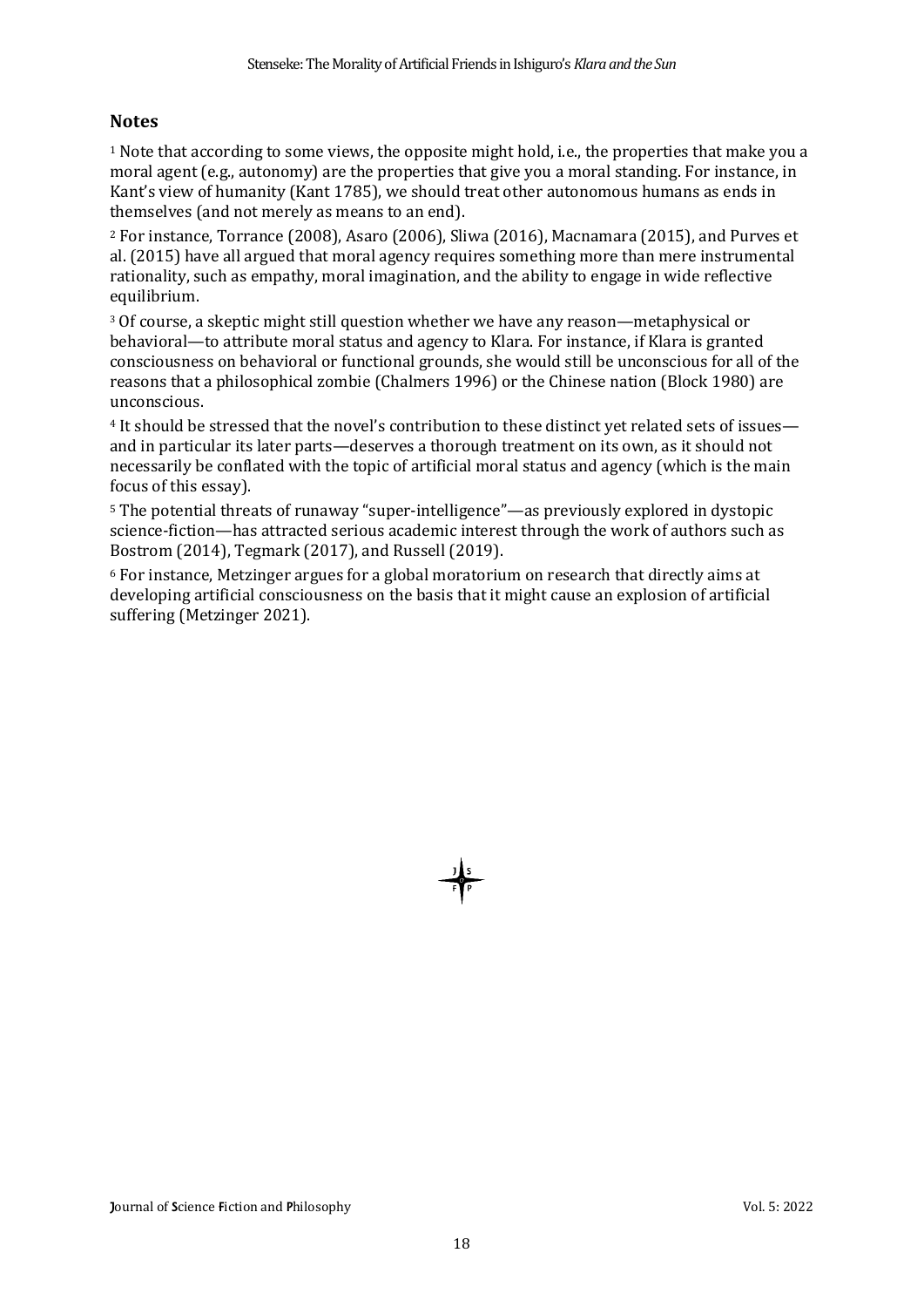## Notes

[1] Note that according to some views, the opposite might hold, i.e., the properties that make you a moral agent (e.g., autonomy) are the properties that give you a moral standing. For instance, in Kant's view of humanity (Kant 1785), we should treat other autonomous humans as ends in themselves (and not merely as means to an end).

[2] For instance, Torrance (2008), Asaro (2006), Sliwa (2016), Macnamara (2015), and Purves et al. (2015) have all argued that moral agency requires something more than mere instrumental rationality, such as empathy, moral imagination, and the ability to engage in wide reflective equilibrium.

[3] Of course, a skeptic might still question whether we have any reason—metaphysical or behavioral—to attribute moral status and agency to Klara. For instance, if Klara is granted consciousness on behavioral or functional grounds, she would still be unconscious for all of the reasons that a philosophical zombie (Chalmers 1996) or the Chinese nation (Block 1980) are unconscious.

[4] It should be stressed that the novel's contribution to these distinct yet related sets of issues—and in particular its later parts—deserves a thorough treatment on its own, as it should not necessarily be conflated with the topic of artificial moral status and agency (which is the main focus of this essay).

[5] The potential threats of runaway "super-intelligence"—as previously explored in dystopic science-fiction—has attracted serious academic interest through the work of authors such as Bostrom (2014), Tegmark (2017), and Russell (2019).

[6] For instance, Metzinger argues for a global moratorium on research that directly aims at developing artificial consciousness on the basis that it might cause an explosion of artificial suffering (Metzinger 2021).